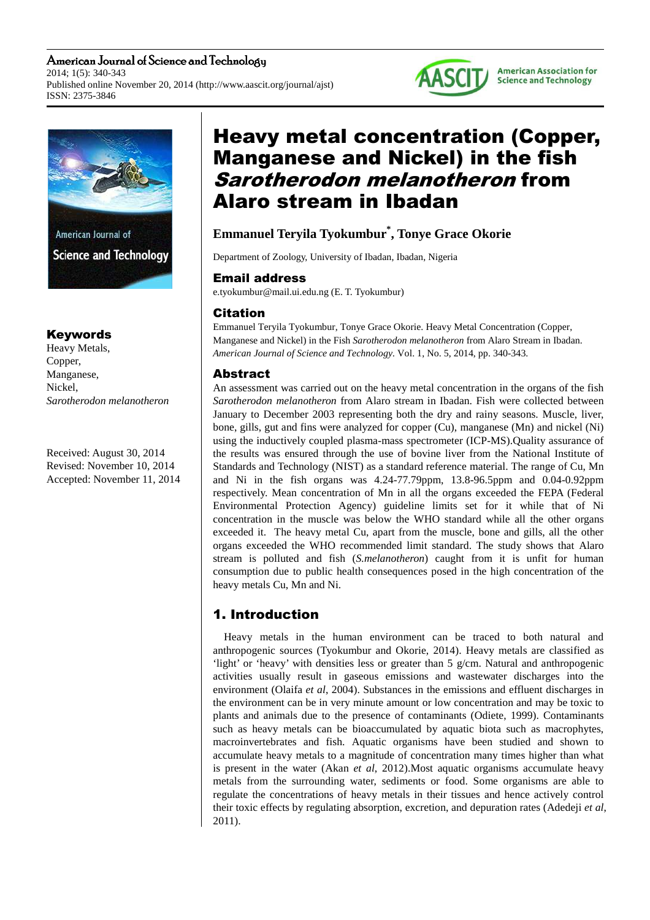# Heavy metal concentration (Copper, Manganese and Nickel) in the fish *Sarotherodon melanotheron* from Alaro stream in Ibadan

**Emmanuel Teryila Tyokumbur[*], Tonye Grace Okorie**

Department of Zoology, University of Ibadan, Ibadan, Nigeria

## Email address

e.tyokumbur@mail.ui.edu.ng (E. T. Tyokumbur)

## Citation

Emmanuel Teryila Tyokumbur, Tonye Grace Okorie. Heavy Metal Concentration (Copper, Manganese and Nickel) in the Fish *Sarotherodon melanotheron* from Alaro Stream in Ibadan. *American Journal of Science and Technology.* Vol. 1, No. 5, 2014, pp. 340-343.

## Keywords

Heavy Metals,
Copper,
Manganese,
Nickel,
*Sarotherodon melanotheron*

Received: August 30, 2014
Revised: November 10, 2014
Accepted: November 11, 2014

## Abstract

An assessment was carried out on the heavy metal concentration in the organs of the fish *Sarotherodon melanotheron* from Alaro stream in Ibadan. Fish were collected between January to December 2003 representing both the dry and rainy seasons. Muscle, liver, bone, gills, gut and fins were analyzed for copper (Cu), manganese (Mn) and nickel (Ni) using the inductively coupled plasma-mass spectrometer (ICP-MS).Quality assurance of the results was ensured through the use of bovine liver from the National Institute of Standards and Technology (NIST) as a standard reference material. The range of Cu, Mn and Ni in the fish organs was 4.24-77.79ppm, 13.8-96.5ppm and 0.04-0.92ppm respectively. Mean concentration of Mn in all the organs exceeded the FEPA (Federal Environmental Protection Agency) guideline limits set for it while that of Ni concentration in the muscle was below the WHO standard while all the other organs exceeded it. The heavy metal Cu, apart from the muscle, bone and gills, all the other organs exceeded the WHO recommended limit standard. The study shows that Alaro stream is polluted and fish (*S.melanotheron*) caught from it is unfit for human consumption due to public health consequences posed in the high concentration of the heavy metals Cu, Mn and Ni.

## 1. Introduction

Heavy metals in the human environment can be traced to both natural and anthropogenic sources (Tyokumbur and Okorie, 2014). Heavy metals are classified as 'light' or 'heavy' with densities less or greater than 5 g/cm. Natural and anthropogenic activities usually result in gaseous emissions and wastewater discharges into the environment (Olaifa *et al*, 2004). Substances in the emissions and effluent discharges in the environment can be in very minute amount or low concentration and may be toxic to plants and animals due to the presence of contaminants (Odiete, 1999). Contaminants such as heavy metals can be bioaccumulated by aquatic biota such as macrophytes, macroinvertebrates and fish. Aquatic organisms have been studied and shown to accumulate heavy metals to a magnitude of concentration many times higher than what is present in the water (Akan *et al*, 2012).Most aquatic organisms accumulate heavy metals from the surrounding water, sediments or food. Some organisms are able to regulate the concentrations of heavy metals in their tissues and hence actively control their toxic effects by regulating absorption, excretion, and depuration rates (Adedeji *et al*, 2011).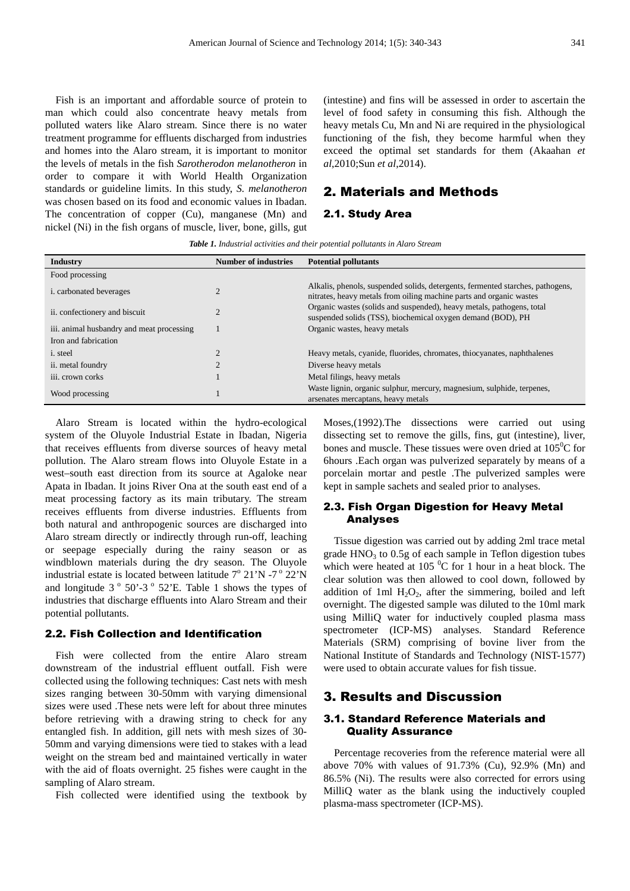Fish is an important and affordable source of protein to man which could also concentrate heavy metals from polluted waters like Alaro stream. Since there is no water treatment programme for effluents discharged from industries and homes into the Alaro stream, it is important to monitor the levels of metals in the fish *Sarotherodon melanotheron* in order to compare it with World Health Organization standards or guideline limits. In this study, *S. melanotheron* was chosen based on its food and economic values in Ibadan. The concentration of copper (Cu), manganese (Mn) and nickel (Ni) in the fish organs of muscle, liver, bone, gills, gut (intestine) and fins will be assessed in order to ascertain the level of food safety in consuming this fish. Although the heavy metals Cu, Mn and Ni are required in the physiological functioning of the fish, they become harmful when they exceed the optimal set standards for them (Akaahan *et al*,2010;Sun *et al*,2014).

## 2. Materials and Methods

### 2.1. Study Area

***Table 1.*** *Industrial activities and their potential pollutants in Alaro Stream*

| Industry | Number of industries | Potential pollutants |
|---|---|---|
| Food processing | | |
| i. carbonated beverages | 2 | Alkalis, phenols, suspended solids, detergents, fermented starches, pathogens, nitrates, heavy metals from oiling machine parts and organic wastes |
| ii. confectionery and biscuit | 2 | Organic wastes (solids and suspended), heavy metals, pathogens, total suspended solids (TSS), biochemical oxygen demand (BOD), PH |
| iii. animal husbandry and meat processing | 1 | Organic wastes, heavy metals |
| Iron and fabrication | | |
| i. steel | 2 | Heavy metals, cyanide, fluorides, chromates, thiocyanates, naphthalenes |
| ii. metal foundry | 2 | Diverse heavy metals |
| iii. crown corks | 1 | Metal filings, heavy metals |
| Wood processing | 1 | Waste lignin, organic sulphur, mercury, magnesium, sulphide, terpenes, arsenates mercaptans, heavy metals |

Alaro Stream is located within the hydro-ecological system of the Oluyole Industrial Estate in Ibadan, Nigeria that receives effluents from diverse sources of heavy metal pollution. The Alaro stream flows into Oluyole Estate in a west–south east direction from its source at Agaloke near Apata in Ibadan. It joins River Ona at the south east end of a meat processing factory as its main tributary. The stream receives effluents from diverse industries. Effluents from both natural and anthropogenic sources are discharged into Alaro stream directly or indirectly through run-off, leaching or seepage especially during the rainy season or as windblown materials during the dry season. The Oluyole industrial estate is located between latitude 7$^{o}$ 21'N -7$^{o}$ 22'N and longitude 3$^{o}$ 50'-3$^{o}$ 52'E. Table 1 shows the types of industries that discharge effluents into Alaro Stream and their potential pollutants.

### 2.2. Fish Collection and Identification

Fish were collected from the entire Alaro stream downstream of the industrial effluent outfall. Fish were collected using the following techniques: Cast nets with mesh sizes ranging between 30-50mm with varying dimensional sizes were used .These nets were left for about three minutes before retrieving with a drawing string to check for any entangled fish. In addition, gill nets with mesh sizes of 30-50mm and varying dimensions were tied to stakes with a lead weight on the stream bed and maintained vertically in water with the aid of floats overnight. 25 fishes were caught in the sampling of Alaro stream.

Fish collected were identified using the textbook by Moses,(1992).The dissections were carried out using dissecting set to remove the gills, fins, gut (intestine), liver, bones and muscle. These tissues were oven dried at 105$^{0}$C for 6hours .Each organ was pulverized separately by means of a porcelain mortar and pestle .The pulverized samples were kept in sample sachets and sealed prior to analyses.

### 2.3. Fish Organ Digestion for Heavy Metal Analyses

Tissue digestion was carried out by adding 2ml trace metal grade $HNO_3$ to 0.5g of each sample in Teflon digestion tubes which were heated at 105 $^{0}$C for 1 hour in a heat block. The clear solution was then allowed to cool down, followed by addition of 1ml $H_2O_2$, after the simmering, boiled and left overnight. The digested sample was diluted to the 10ml mark using MilliQ water for inductively coupled plasma mass spectrometer (ICP-MS) analyses. Standard Reference Materials (SRM) comprising of bovine liver from the National Institute of Standards and Technology (NIST-1577) were used to obtain accurate values for fish tissue.

## 3. Results and Discussion

### 3.1. Standard Reference Materials and Quality Assurance

Percentage recoveries from the reference material were all above 70% with values of 91.73% (Cu), 92.9% (Mn) and 86.5% (Ni). The results were also corrected for errors using MilliQ water as the blank using the inductively coupled plasma-mass spectrometer (ICP-MS).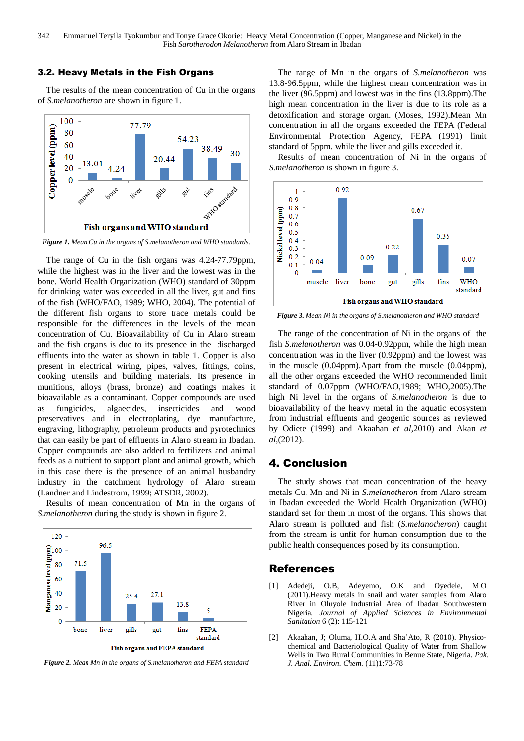### 3.2. Heavy Metals in the Fish Organs

The results of the mean concentration of Cu in the organs of *S.melanotheron* are shown in figure 1.

*Figure 1. Mean Cu in the organs of S.melanotheron and WHO standards.*

The range of Cu in the fish organs was 4.24-77.79ppm, while the highest was in the liver and the lowest was in the bone. World Health Organization (WHO) standard of 30ppm for drinking water was exceeded in all the liver, gut and fins of the fish (WHO/FAO, 1989; WHO, 2004). The potential of the different fish organs to store trace metals could be responsible for the differences in the levels of the mean concentration of Cu. Bioavailability of Cu in Alaro stream and the fish organs is due to its presence in the discharged effluents into the water as shown in table 1. Copper is also present in electrical wiring, pipes, valves, fittings, coins, cooking utensils and building materials. Its presence in munitions, alloys (brass, bronze) and coatings makes it bioavailable as a contaminant. Copper compounds are used as fungicides, algaecides, insecticides and wood preservatives and in electroplating, dye manufacture, engraving, lithography, petroleum products and pyrotechnics that can easily be part of effluents in Alaro stream in Ibadan. Copper compounds are also added to fertilizers and animal feeds as a nutrient to support plant and animal growth, which in this case there is the presence of an animal husbandry industry in the catchment hydrology of Alaro stream (Landner and Lindestrom, 1999; ATSDR, 2002).

Results of mean concentration of Mn in the organs of *S.melanotheron* during the study is shown in figure 2.

*Figure 2. Mean Mn in the organs of S.melanotheron and FEPA standard*

The range of Mn in the organs of *S.melanotheron* was 13.8-96.5ppm, while the highest mean concentration was in the liver (96.5ppm) and lowest was in the fins (13.8ppm).The high mean concentration in the liver is due to its role as a detoxification and storage organ. (Moses, 1992).Mean Mn concentration in all the organs exceeded the FEPA (Federal Environmental Protection Agency, FEPA (1991) limit standard of 5ppm. while the liver and gills exceeded it.

Results of mean concentration of Ni in the organs of *S.melanotheron* is shown in figure 3.

*Figure 3. Mean Ni in the organs of S.melanotheron and WHO standard*

The range of the concentration of Ni in the organs of the fish *S.melanotheron* was 0.04-0.92ppm, while the high mean concentration was in the liver (0.92ppm) and the lowest was in the muscle (0.04ppm).Apart from the muscle (0.04ppm), all the other organs exceeded the WHO recommended limit standard of 0.07ppm (WHO/FAO,1989; WHO,2005).The high Ni level in the organs of *S.melanotheron* is due to bioavailability of the heavy metal in the aquatic ecosystem from industrial effluents and geogenic sources as reviewed by Odiete (1999) and Akaahan *et al*,2010) and Akan *et al*,(2012).

## 4. Conclusion

The study shows that mean concentration of the heavy metals Cu, Mn and Ni in *S.melanotheron* from Alaro stream in Ibadan exceeded the World Health Organization (WHO) standard set for them in most of the organs. This shows that Alaro stream is polluted and fish (*S.melanotheron*) caught from the stream is unfit for human consumption due to the public health consequences posed by its consumption.

## References

[1] Adedeji, O.B, Adeyemo, O.K and Oyedele, M.O (2011).Heavy metals in snail and water samples from Alaro River in Oluyole Industrial Area of Ibadan Southwestern Nigeria. *Journal of Applied Sciences in Environmental Sanitation* 6 (2): 115-121

[2] Akaahan, J; Oluma, H.O.A and Sha'Ato, R (2010). Physico-chemical and Bacteriological Quality of Water from Shallow Wells in Two Rural Communities in Benue State, Nigeria. *Pak. J. Anal. Environ. Chem.* (11)1:73-78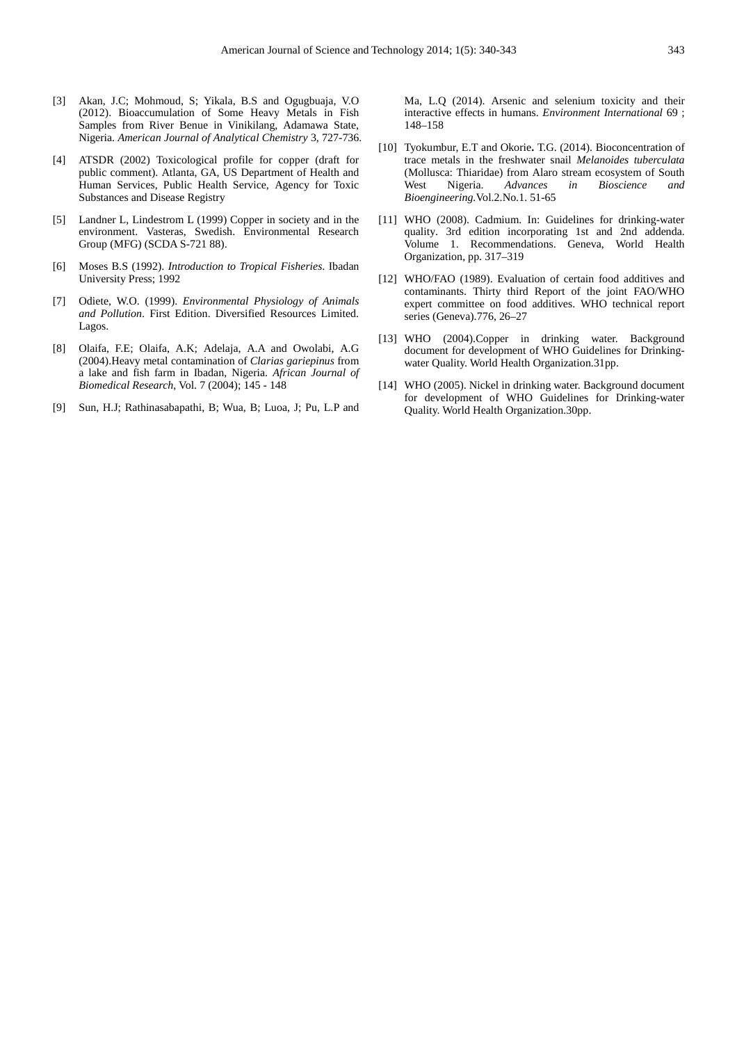[3] Akan, J.C; Mohmoud, S; Yikala, B.S and Ogugbuaja, V.O (2012). Bioaccumulation of Some Heavy Metals in Fish Samples from River Benue in Vinikilang, Adamawa State, Nigeria. *American Journal of Analytical Chemistry* 3, 727-736.

[4] ATSDR (2002) Toxicological profile for copper (draft for public comment). Atlanta, GA, US Department of Health and Human Services, Public Health Service, Agency for Toxic Substances and Disease Registry

[5] Landner L, Lindestrom L (1999) Copper in society and in the environment. Vasteras, Swedish. Environmental Research Group (MFG) (SCDA S-721 88).

[6] Moses B.S (1992). *Introduction to Tropical Fisheries*. Ibadan University Press; 1992

[7] Odiete, W.O. (1999). *Environmental Physiology of Animals and Pollution*. First Edition. Diversified Resources Limited. Lagos.

[8] Olaifa, F.E; Olaifa, A.K; Adelaja, A.A and Owolabi, A.G (2004).Heavy metal contamination of *Clarias gariepinus* from a lake and fish farm in Ibadan, Nigeria. *African Journal of Biomedical Research*, Vol. 7 (2004); 145 - 148

[9] Sun, H.J; Rathinasabapathi, B; Wua, B; Luoa, J; Pu, L.P and Ma, L.Q (2014). Arsenic and selenium toxicity and their interactive effects in humans. *Environment International* 69 ; 148–158

[10] Tyokumbur, E.T and Okorie**.** T.G. (2014). Bioconcentration of trace metals in the freshwater snail *Melanoides tuberculata* (Mollusca: Thiaridae) from Alaro stream ecosystem of South West Nigeria. *Advances in Bioscience and Bioengineering.*Vol.2.No.1. 51-65

[11] WHO (2008). Cadmium. In: Guidelines for drinking-water quality. 3rd edition incorporating 1st and 2nd addenda. Volume 1. Recommendations. Geneva, World Health Organization, pp. 317–319

[12] WHO/FAO (1989). Evaluation of certain food additives and contaminants. Thirty third Report of the joint FAO/WHO expert committee on food additives. WHO technical report series (Geneva).776, 26–27

[13] WHO (2004).Copper in drinking water. Background document for development of WHO Guidelines for Drinking-water Quality. World Health Organization.31pp.

[14] WHO (2005). Nickel in drinking water. Background document for development of WHO Guidelines for Drinking-water Quality. World Health Organization.30pp.